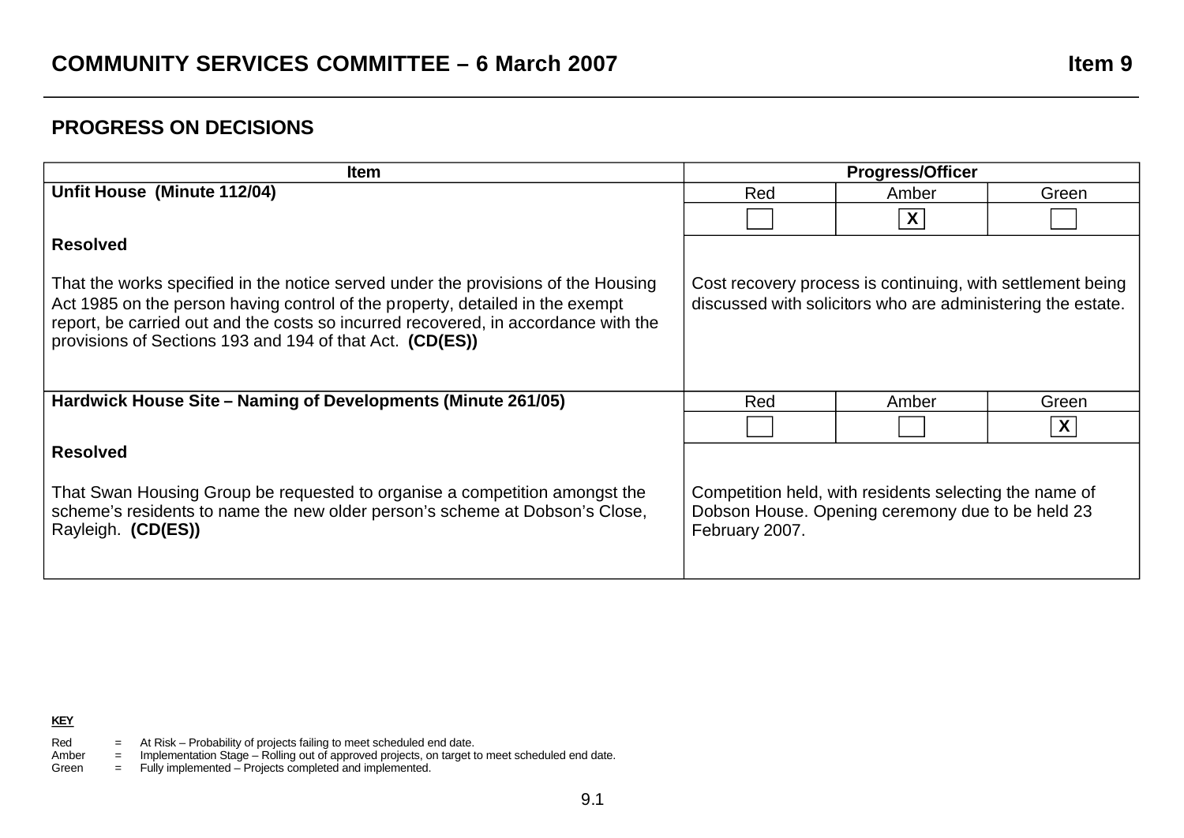# COMMUNITY SERVICES COMMITTEE – 6 March 2007 Item 9

## PROGRESS ON DECISIONS

| Item | Progress/Officer | | |
|---|---|---|---|
| **Unfit House (Minute 112/04)** | Red | Amber | Green |
| | | X | |
| **Resolved**<br><br>That the works specified in the notice served under the provisions of the Housing Act 1985 on the person having control of the property, detailed in the exempt report, be carried out and the costs so incurred recovered, in accordance with the provisions of Sections 193 and 194 of that Act. **(CD(ES))** | Cost recovery process is continuing, with settlement being discussed with solicitors who are administering the estate. | | |
| **Hardwick House Site – Naming of Developments (Minute 261/05)** | Red | Amber | Green |
| | | | X |
| **Resolved**<br><br>That Swan Housing Group be requested to organise a competition amongst the scheme's residents to name the new older person's scheme at Dobson's Close, Rayleigh. **(CD(ES))** | Competition held, with residents selecting the name of Dobson House. Opening ceremony due to be held 23 February 2007. | | |

**KEY**

Red = At Risk – Probability of projects failing to meet scheduled end date.
Amber = Implementation Stage – Rolling out of approved projects, on target to meet scheduled end date.
Green = Fully implemented – Projects completed and implemented.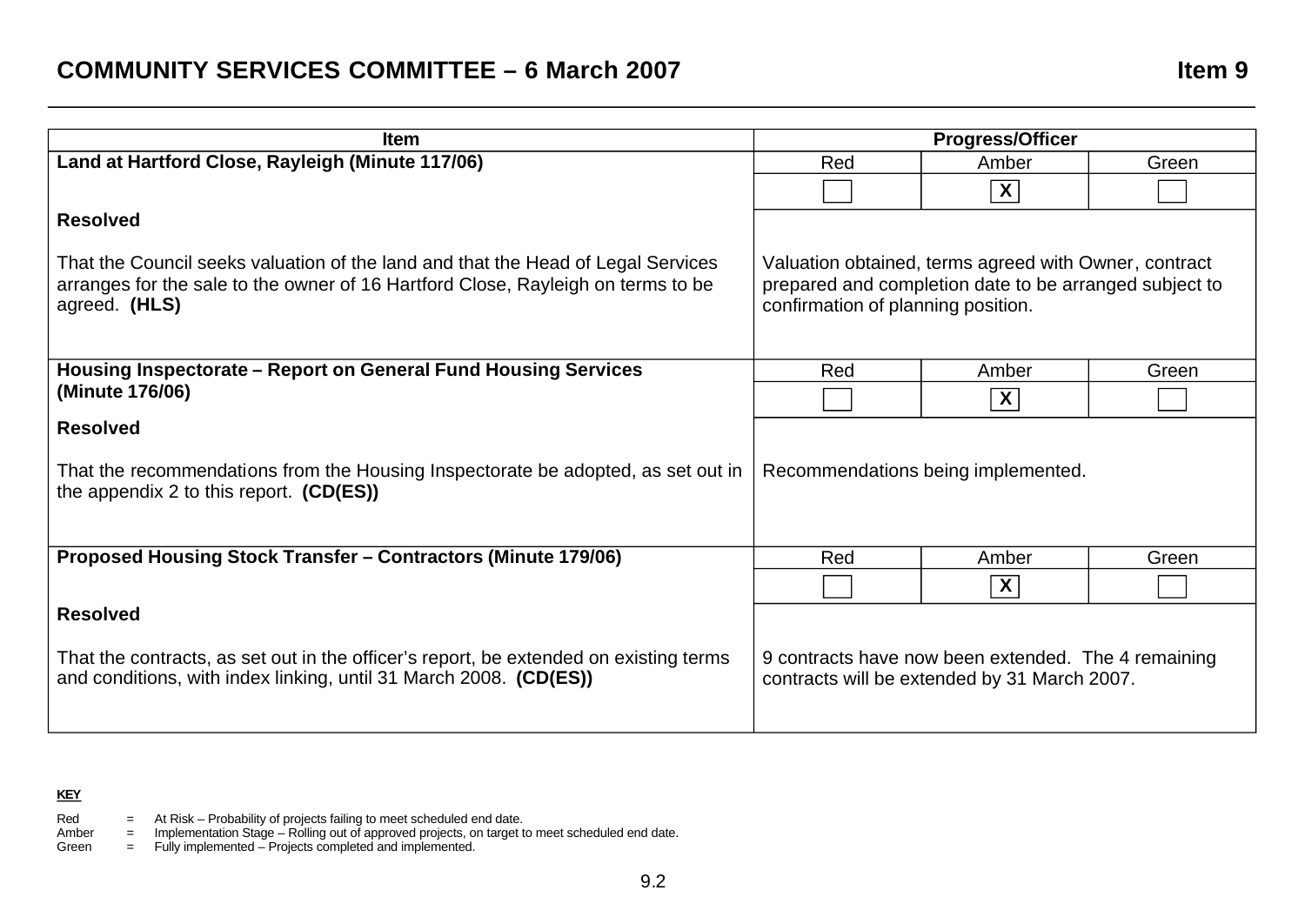| Item | Progress/Officer | | |
|---|---|---|---|
| **Land at Hartford Close, Rayleigh (Minute 117/06)** | Red | Amber | Green |
| | | X | |
| **Resolved**<br><br>That the Council seeks valuation of the land and that the Head of Legal Services arranges for the sale to the owner of 16 Hartford Close, Rayleigh on terms to be agreed. **(HLS)** | Valuation obtained, terms agreed with Owner, contract prepared and completion date to be arranged subject to confirmation of planning position. | | |
| **Housing Inspectorate – Report on General Fund Housing Services (Minute 176/06)** | Red | Amber | Green |
| | | X | |
| **Resolved**<br><br>That the recommendations from the Housing Inspectorate be adopted, as set out in the appendix 2 to this report. **(CD(ES))** | Recommendations being implemented. | | |
| **Proposed Housing Stock Transfer – Contractors (Minute 179/06)** | Red | Amber | Green |
| | | X | |
| **Resolved**<br><br>That the contracts, as set out in the officer's report, be extended on existing terms and conditions, with index linking, until 31 March 2008. **(CD(ES))** | 9 contracts have now been extended. The 4 remaining contracts will be extended by 31 March 2007. | | |

**KEY**

Red = At Risk – Probability of projects failing to meet scheduled end date.
Amber = Implementation Stage – Rolling out of approved projects, on target to meet scheduled end date.
Green = Fully implemented – Projects completed and implemented.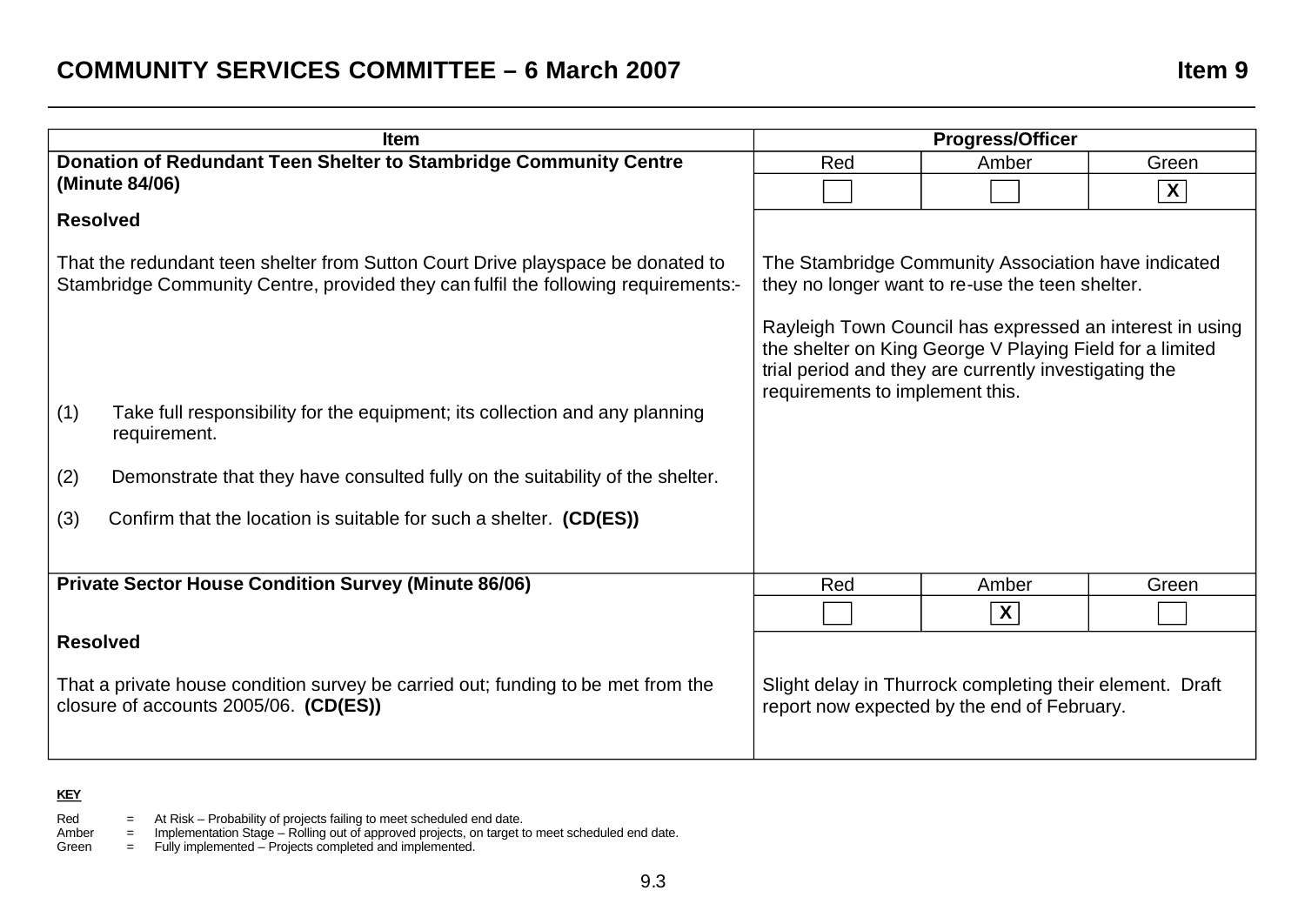## COMMUNITY SERVICES COMMITTEE – 6 March 2007

**Item 9**

| Item | Progress/Officer | | |
|---|---|---|---|
| **Donation of Redundant Teen Shelter to Stambridge Community Centre (Minute 84/06)** | Red | Amber | Green |
| | | | X |
| **Resolved**<br><br>That the redundant teen shelter from Sutton Court Drive playspace be donated to Stambridge Community Centre, provided they can fulfil the following requirements:-<br><br>(1) Take full responsibility for the equipment; its collection and any planning requirement.<br><br>(2) Demonstrate that they have consulted fully on the suitability of the shelter.<br><br>(3) Confirm that the location is suitable for such a shelter. **(CD(ES))** | The Stambridge Community Association have indicated they no longer want to re-use the teen shelter.<br><br>Rayleigh Town Council has expressed an interest in using the shelter on King George V Playing Field for a limited trial period and they are currently investigating the requirements to implement this. | | |
| **Private Sector House Condition Survey (Minute 86/06)** | Red | Amber | Green |
| | | X | |
| **Resolved**<br><br>That a private house condition survey be carried out; funding to be met from the closure of accounts 2005/06. **(CD(ES))** | Slight delay in Thurrock completing their element. Draft report now expected by the end of February. | | |

**KEY**

Red = At Risk – Probability of projects failing to meet scheduled end date.
Amber = Implementation Stage – Rolling out of approved projects, on target to meet scheduled end date.
Green = Fully implemented – Projects completed and implemented.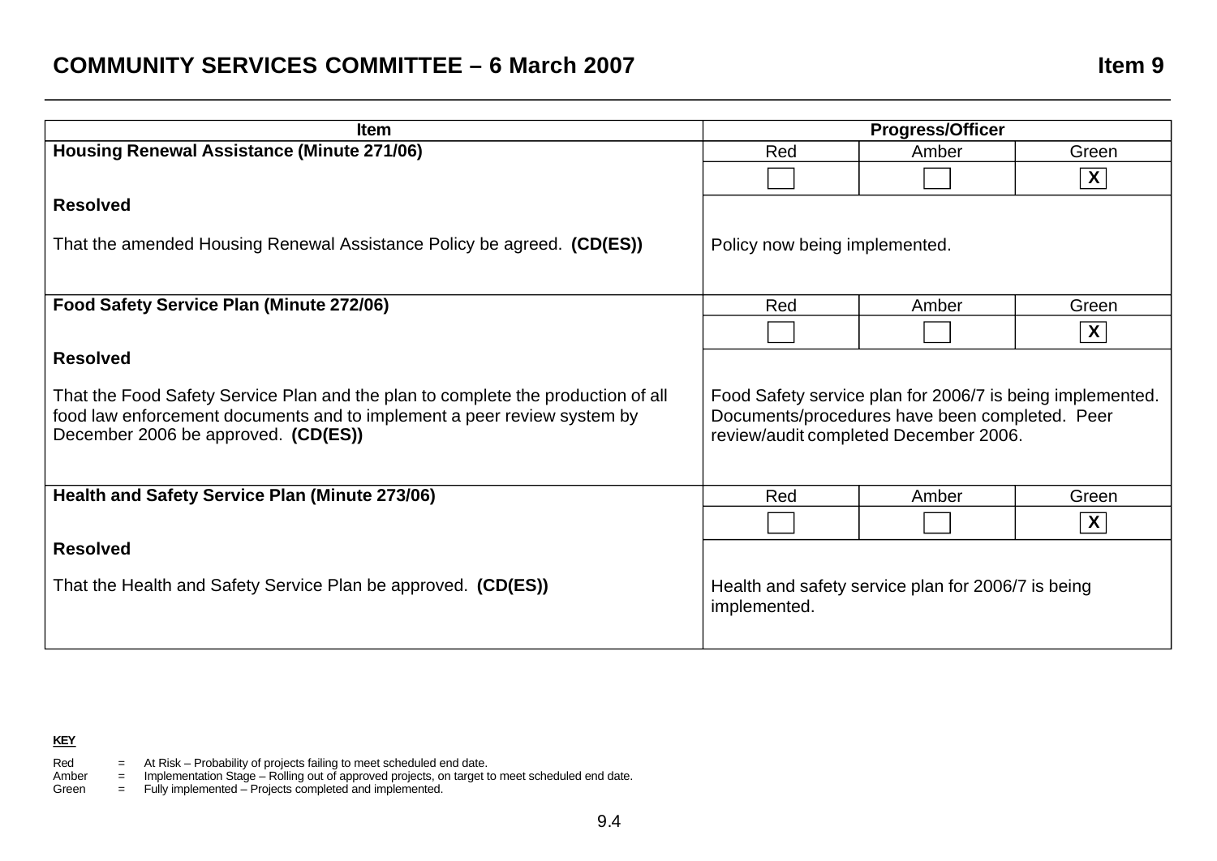| Item | Progress/Officer | | |
|---|---|---|---|
| **Housing Renewal Assistance (Minute 271/06)** | Red | Amber | Green |
| | ☐ | ☐ | X |
| **Resolved**<br><br>That the amended Housing Renewal Assistance Policy be agreed. **(CD(ES))** | Policy now being implemented. | | |
| **Food Safety Service Plan (Minute 272/06)** | Red | Amber | Green |
| | ☐ | ☐ | X |
| **Resolved**<br><br>That the Food Safety Service Plan and the plan to complete the production of all food law enforcement documents and to implement a peer review system by December 2006 be approved. **(CD(ES))** | Food Safety service plan for 2006/7 is being implemented. Documents/procedures have been completed. Peer review/audit completed December 2006. | | |
| **Health and Safety Service Plan (Minute 273/06)** | Red | Amber | Green |
| | ☐ | ☐ | X |
| **Resolved**<br><br>That the Health and Safety Service Plan be approved. **(CD(ES))** | Health and safety service plan for 2006/7 is being implemented. | | |

**KEY**

Red = At Risk – Probability of projects failing to meet scheduled end date.
Amber = Implementation Stage – Rolling out of approved projects, on target to meet scheduled end date.
Green = Fully implemented – Projects completed and implemented.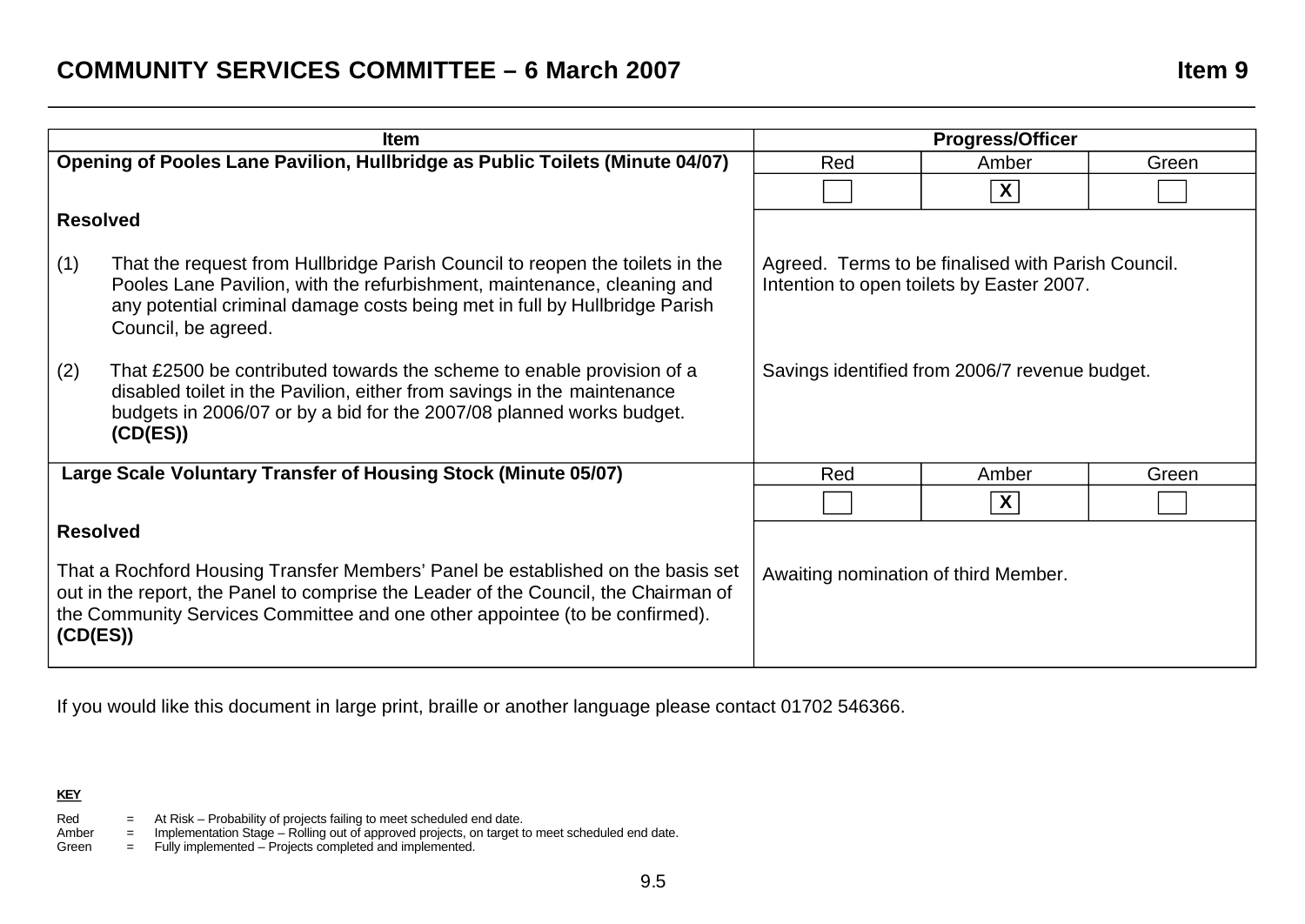## COMMUNITY SERVICES COMMITTEE – 6 March 2007

**Item 9**

| Item | Progress/Officer | | |
|---|---|---|---|
| **Opening of Pooles Lane Pavilion, Hullbridge as Public Toilets (Minute 04/07)** | Red | Amber | Green |
| | | X | |
| **Resolved** | | | |
| (1) That the request from Hullbridge Parish Council to reopen the toilets in the Pooles Lane Pavilion, with the refurbishment, maintenance, cleaning and any potential criminal damage costs being met in full by Hullbridge Parish Council, be agreed. | Agreed. Terms to be finalised with Parish Council. Intention to open toilets by Easter 2007. | | |
| (2) That £2500 be contributed towards the scheme to enable provision of a disabled toilet in the Pavilion, either from savings in the maintenance budgets in 2006/07 or by a bid for the 2007/08 planned works budget. **(CD(ES))** | Savings identified from 2006/7 revenue budget. | | |
| **Large Scale Voluntary Transfer of Housing Stock (Minute 05/07)** | Red | Amber | Green |
| | | X | |
| **Resolved** | | | |
| That a Rochford Housing Transfer Members' Panel be established on the basis set out in the report, the Panel to comprise the Leader of the Council, the Chairman of the Community Services Committee and one other appointee (to be confirmed). **(CD(ES))** | Awaiting nomination of third Member. | | |

If you would like this document in large print, braille or another language please contact 01702 546366.

**KEY**

Red = At Risk – Probability of projects failing to meet scheduled end date.
Amber = Implementation Stage – Rolling out of approved projects, on target to meet scheduled end date.
Green = Fully implemented – Projects completed and implemented.